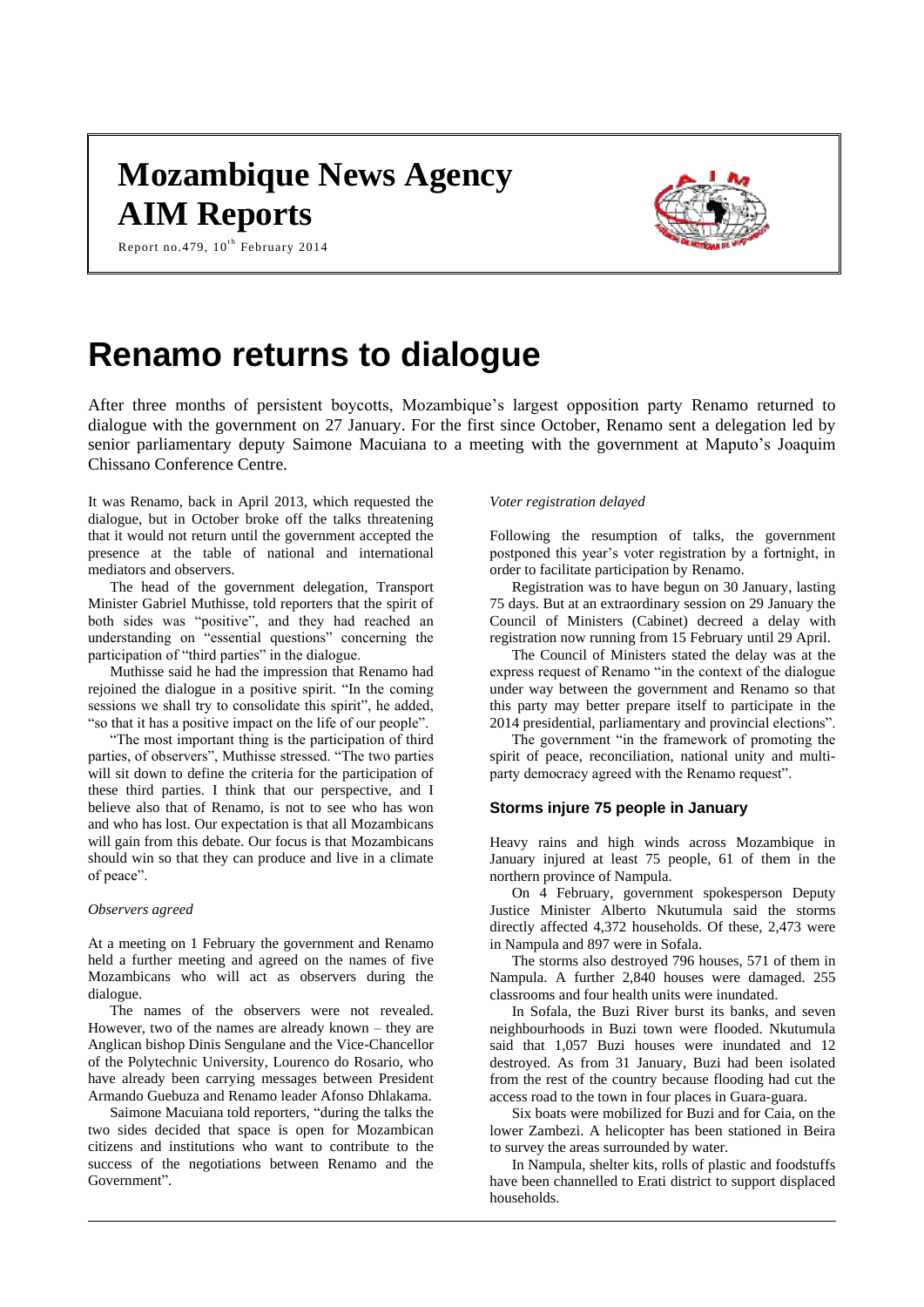# Mozambique News Agency
# AIM Reports

Report no.479, 10th February 2014

# Renamo returns to dialogue

After three months of persistent boycotts, Mozambique's largest opposition party Renamo returned to dialogue with the government on 27 January. For the first since October, Renamo sent a delegation led by senior parliamentary deputy Saimone Macuiana to a meeting with the government at Maputo's Joaquim Chissano Conference Centre.

It was Renamo, back in April 2013, which requested the dialogue, but in October broke off the talks threatening that it would not return until the government accepted the presence at the table of national and international mediators and observers.

The head of the government delegation, Transport Minister Gabriel Muthisse, told reporters that the spirit of both sides was "positive", and they had reached an understanding on "essential questions" concerning the participation of "third parties" in the dialogue.

Muthisse said he had the impression that Renamo had rejoined the dialogue in a positive spirit. "In the coming sessions we shall try to consolidate this spirit", he added, "so that it has a positive impact on the life of our people".

"The most important thing is the participation of third parties, of observers", Muthisse stressed. "The two parties will sit down to define the criteria for the participation of these third parties. I think that our perspective, and I believe also that of Renamo, is not to see who has won and who has lost. Our expectation is that all Mozambicans will gain from this debate. Our focus is that Mozambicans should win so that they can produce and live in a climate of peace".

*Observers agreed*

At a meeting on 1 February the government and Renamo held a further meeting and agreed on the names of five Mozambicans who will act as observers during the dialogue.

The names of the observers were not revealed. However, two of the names are already known – they are Anglican bishop Dinis Sengulane and the Vice-Chancellor of the Polytechnic University, Lourenco do Rosario, who have already been carrying messages between President Armando Guebuza and Renamo leader Afonso Dhlakama.

Saimone Macuiana told reporters, "during the talks the two sides decided that space is open for Mozambican citizens and institutions who want to contribute to the success of the negotiations between Renamo and the Government".

*Voter registration delayed*

Following the resumption of talks, the government postponed this year's voter registration by a fortnight, in order to facilitate participation by Renamo.

Registration was to have begun on 30 January, lasting 75 days. But at an extraordinary session on 29 January the Council of Ministers (Cabinet) decreed a delay with registration now running from 15 February until 29 April.

The Council of Ministers stated the delay was at the express request of Renamo "in the context of the dialogue under way between the government and Renamo so that this party may better prepare itself to participate in the 2014 presidential, parliamentary and provincial elections".

The government "in the framework of promoting the spirit of peace, reconciliation, national unity and multi-party democracy agreed with the Renamo request".

### Storms injure 75 people in January

Heavy rains and high winds across Mozambique in January injured at least 75 people, 61 of them in the northern province of Nampula.

On 4 February, government spokesperson Deputy Justice Minister Alberto Nkutumula said the storms directly affected 4,372 households. Of these, 2,473 were in Nampula and 897 were in Sofala.

The storms also destroyed 796 houses, 571 of them in Nampula. A further 2,840 houses were damaged. 255 classrooms and four health units were inundated.

In Sofala, the Buzi River burst its banks, and seven neighbourhoods in Buzi town were flooded. Nkutumula said that 1,057 Buzi houses were inundated and 12 destroyed. As from 31 January, Buzi had been isolated from the rest of the country because flooding had cut the access road to the town in four places in Guara-guara.

Six boats were mobilized for Buzi and for Caia, on the lower Zambezi. A helicopter has been stationed in Beira to survey the areas surrounded by water.

In Nampula, shelter kits, rolls of plastic and foodstuffs have been channelled to Erati district to support displaced households.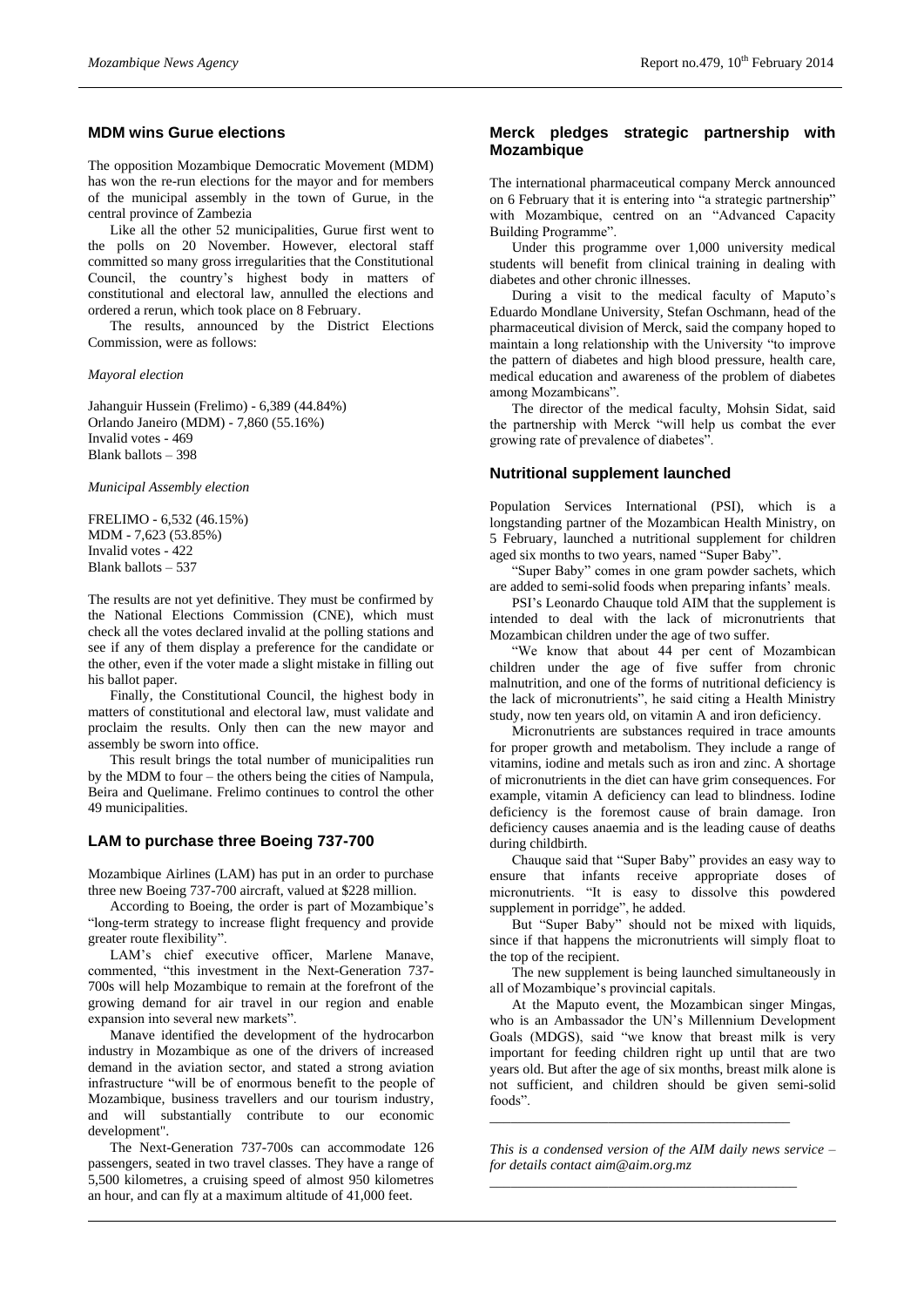## MDM wins Gurue elections

The opposition Mozambique Democratic Movement (MDM) has won the re-run elections for the mayor and for members of the municipal assembly in the town of Gurue, in the central province of Zambezia

Like all the other 52 municipalities, Gurue first went to the polls on 20 November. However, electoral staff committed so many gross irregularities that the Constitutional Council, the country's highest body in matters of constitutional and electoral law, annulled the elections and ordered a rerun, which took place on 8 February.

The results, announced by the District Elections Commission, were as follows:

*Mayoral election*

Jahanguir Hussein (Frelimo) - 6,389 (44.84%)
Orlando Janeiro (MDM) - 7,860 (55.16%)
Invalid votes - 469
Blank ballots – 398

*Municipal Assembly election*

FRELIMO - 6,532 (46.15%)
MDM - 7,623 (53.85%)
Invalid votes - 422
Blank ballots – 537

The results are not yet definitive. They must be confirmed by the National Elections Commission (CNE), which must check all the votes declared invalid at the polling stations and see if any of them display a preference for the candidate or the other, even if the voter made a slight mistake in filling out his ballot paper.

Finally, the Constitutional Council, the highest body in matters of constitutional and electoral law, must validate and proclaim the results. Only then can the new mayor and assembly be sworn into office.

This result brings the total number of municipalities run by the MDM to four – the others being the cities of Nampula, Beira and Quelimane. Frelimo continues to control the other 49 municipalities.

## LAM to purchase three Boeing 737-700

Mozambique Airlines (LAM) has put in an order to purchase three new Boeing 737-700 aircraft, valued at $228 million.

According to Boeing, the order is part of Mozambique's "long-term strategy to increase flight frequency and provide greater route flexibility".

LAM's chief executive officer, Marlene Manave, commented, "this investment in the Next-Generation 737-700s will help Mozambique to remain at the forefront of the growing demand for air travel in our region and enable expansion into several new markets".

Manave identified the development of the hydrocarbon industry in Mozambique as one of the drivers of increased demand in the aviation sector, and stated a strong aviation infrastructure "will be of enormous benefit to the people of Mozambique, business travellers and our tourism industry, and will substantially contribute to our economic development".

The Next-Generation 737-700s can accommodate 126 passengers, seated in two travel classes. They have a range of 5,500 kilometres, a cruising speed of almost 950 kilometres an hour, and can fly at a maximum altitude of 41,000 feet.

## Merck pledges strategic partnership with Mozambique

The international pharmaceutical company Merck announced on 6 February that it is entering into "a strategic partnership" with Mozambique, centred on an "Advanced Capacity Building Programme".

Under this programme over 1,000 university medical students will benefit from clinical training in dealing with diabetes and other chronic illnesses.

During a visit to the medical faculty of Maputo's Eduardo Mondlane University, Stefan Oschmann, head of the pharmaceutical division of Merck, said the company hoped to maintain a long relationship with the University "to improve the pattern of diabetes and high blood pressure, health care, medical education and awareness of the problem of diabetes among Mozambicans".

The director of the medical faculty, Mohsin Sidat, said the partnership with Merck "will help us combat the ever growing rate of prevalence of diabetes".

## Nutritional supplement launched

Population Services International (PSI), which is a longstanding partner of the Mozambican Health Ministry, on 5 February, launched a nutritional supplement for children aged six months to two years, named "Super Baby".

"Super Baby" comes in one gram powder sachets, which are added to semi-solid foods when preparing infants' meals.

PSI's Leonardo Chauque told AIM that the supplement is intended to deal with the lack of micronutrients that Mozambican children under the age of two suffer.

"We know that about 44 per cent of Mozambican children under the age of five suffer from chronic malnutrition, and one of the forms of nutritional deficiency is the lack of micronutrients", he said citing a Health Ministry study, now ten years old, on vitamin A and iron deficiency.

Micronutrients are substances required in trace amounts for proper growth and metabolism. They include a range of vitamins, iodine and metals such as iron and zinc. A shortage of micronutrients in the diet can have grim consequences. For example, vitamin A deficiency can lead to blindness. Iodine deficiency is the foremost cause of brain damage. Iron deficiency causes anaemia and is the leading cause of deaths during childbirth.

Chauque said that "Super Baby" provides an easy way to ensure that infants receive appropriate doses of micronutrients. "It is easy to dissolve this powdered supplement in porridge", he added.

But "Super Baby" should not be mixed with liquids, since if that happens the micronutrients will simply float to the top of the recipient.

The new supplement is being launched simultaneously in all of Mozambique's provincial capitals.

At the Maputo event, the Mozambican singer Mingas, who is an Ambassador the UN's Millennium Development Goals (MDGS), said "we know that breast milk is very important for feeding children right up until that are two years old. But after the age of six months, breast milk alone is not sufficient, and children should be given semi-solid foods".

---

*This is a condensed version of the AIM daily news service – for details contact aim@aim.org.mz*

---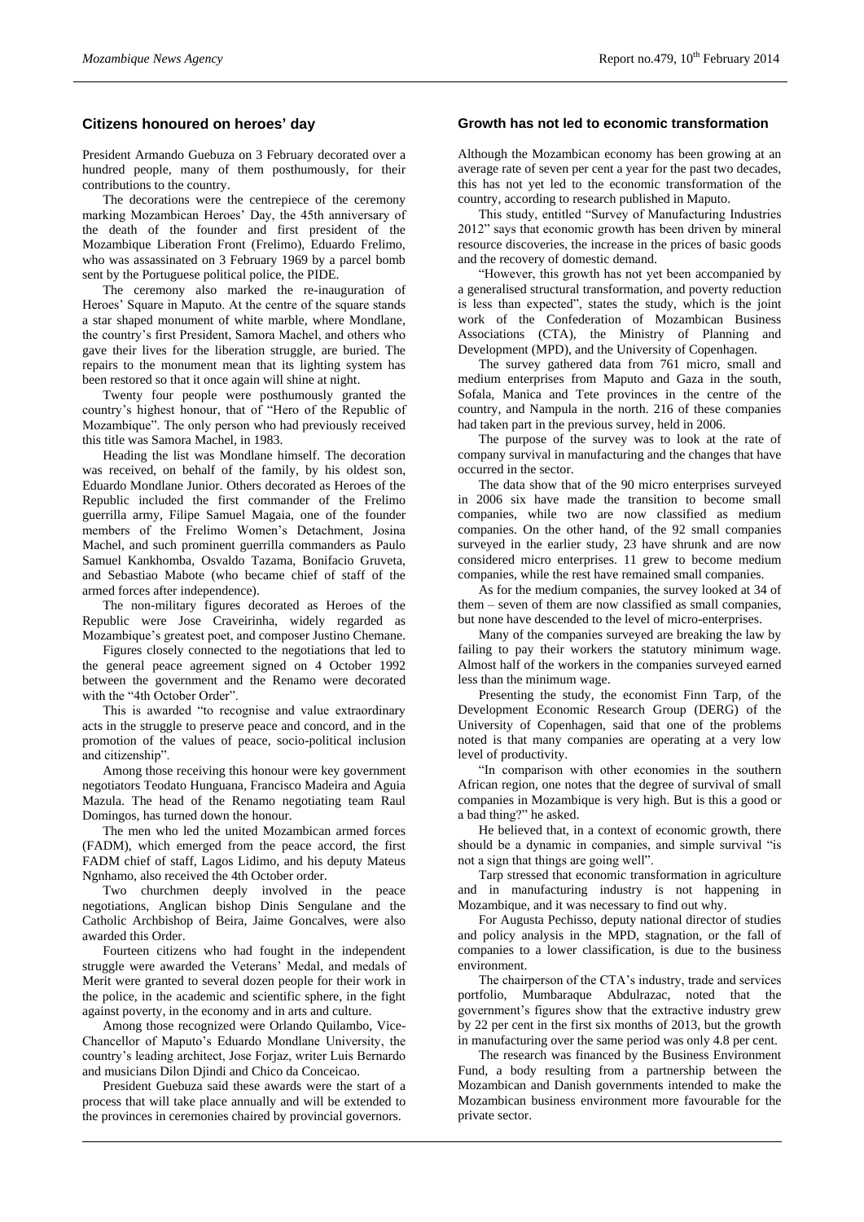## Citizens honoured on heroes' day

President Armando Guebuza on 3 February decorated over a hundred people, many of them posthumously, for their contributions to the country.

The decorations were the centrepiece of the ceremony marking Mozambican Heroes' Day, the 45th anniversary of the death of the founder and first president of the Mozambique Liberation Front (Frelimo), Eduardo Frelimo, who was assassinated on 3 February 1969 by a parcel bomb sent by the Portuguese political police, the PIDE.

The ceremony also marked the re-inauguration of Heroes' Square in Maputo. At the centre of the square stands a star shaped monument of white marble, where Mondlane, the country's first President, Samora Machel, and others who gave their lives for the liberation struggle, are buried. The repairs to the monument mean that its lighting system has been restored so that it once again will shine at night.

Twenty four people were posthumously granted the country's highest honour, that of "Hero of the Republic of Mozambique". The only person who had previously received this title was Samora Machel, in 1983.

Heading the list was Mondlane himself. The decoration was received, on behalf of the family, by his oldest son, Eduardo Mondlane Junior. Others decorated as Heroes of the Republic included the first commander of the Frelimo guerrilla army, Filipe Samuel Magaia, one of the founder members of the Frelimo Women's Detachment, Josina Machel, and such prominent guerrilla commanders as Paulo Samuel Kankhomba, Osvaldo Tazama, Bonifacio Gruveta, and Sebastiao Mabote (who became chief of staff of the armed forces after independence).

The non-military figures decorated as Heroes of the Republic were Jose Craveirinha, widely regarded as Mozambique's greatest poet, and composer Justino Chemane.

Figures closely connected to the negotiations that led to the general peace agreement signed on 4 October 1992 between the government and the Renamo were decorated with the "4th October Order".

This is awarded "to recognise and value extraordinary acts in the struggle to preserve peace and concord, and in the promotion of the values of peace, socio-political inclusion and citizenship".

Among those receiving this honour were key government negotiators Teodato Hunguana, Francisco Madeira and Aguia Mazula. The head of the Renamo negotiating team Raul Domingos, has turned down the honour.

The men who led the united Mozambican armed forces (FADM), which emerged from the peace accord, the first FADM chief of staff, Lagos Lidimo, and his deputy Mateus Ngnhamo, also received the 4th October order.

Two churchmen deeply involved in the peace negotiations, Anglican bishop Dinis Sengulane and the Catholic Archbishop of Beira, Jaime Goncalves, were also awarded this Order.

Fourteen citizens who had fought in the independent struggle were awarded the Veterans' Medal, and medals of Merit were granted to several dozen people for their work in the police, in the academic and scientific sphere, in the fight against poverty, in the economy and in arts and culture.

Among those recognized were Orlando Quilambo, Vice-Chancellor of Maputo's Eduardo Mondlane University, the country's leading architect, Jose Forjaz, writer Luis Bernardo and musicians Dilon Djindi and Chico da Conceicao.

President Guebuza said these awards were the start of a process that will take place annually and will be extended to the provinces in ceremonies chaired by provincial governors.

## Growth has not led to economic transformation

Although the Mozambican economy has been growing at an average rate of seven per cent a year for the past two decades, this has not yet led to the economic transformation of the country, according to research published in Maputo.

This study, entitled "Survey of Manufacturing Industries 2012" says that economic growth has been driven by mineral resource discoveries, the increase in the prices of basic goods and the recovery of domestic demand.

"However, this growth has not yet been accompanied by a generalised structural transformation, and poverty reduction is less than expected", states the study, which is the joint work of the Confederation of Mozambican Business Associations (CTA), the Ministry of Planning and Development (MPD), and the University of Copenhagen.

The survey gathered data from 761 micro, small and medium enterprises from Maputo and Gaza in the south, Sofala, Manica and Tete provinces in the centre of the country, and Nampula in the north. 216 of these companies had taken part in the previous survey, held in 2006.

The purpose of the survey was to look at the rate of company survival in manufacturing and the changes that have occurred in the sector.

The data show that of the 90 micro enterprises surveyed in 2006 six have made the transition to become small companies, while two are now classified as medium companies. On the other hand, of the 92 small companies surveyed in the earlier study, 23 have shrunk and are now considered micro enterprises. 11 grew to become medium companies, while the rest have remained small companies.

As for the medium companies, the survey looked at 34 of them – seven of them are now classified as small companies, but none have descended to the level of micro-enterprises.

Many of the companies surveyed are breaking the law by failing to pay their workers the statutory minimum wage. Almost half of the workers in the companies surveyed earned less than the minimum wage.

Presenting the study, the economist Finn Tarp, of the Development Economic Research Group (DERG) of the University of Copenhagen, said that one of the problems noted is that many companies are operating at a very low level of productivity.

"In comparison with other economies in the southern African region, one notes that the degree of survival of small companies in Mozambique is very high. But is this a good or a bad thing?" he asked.

He believed that, in a context of economic growth, there should be a dynamic in companies, and simple survival "is not a sign that things are going well".

Tarp stressed that economic transformation in agriculture and in manufacturing industry is not happening in Mozambique, and it was necessary to find out why.

For Augusta Pechisso, deputy national director of studies and policy analysis in the MPD, stagnation, or the fall of companies to a lower classification, is due to the business environment.

The chairperson of the CTA's industry, trade and services portfolio, Mumbaraque Abdulrazac, noted that the government's figures show that the extractive industry grew by 22 per cent in the first six months of 2013, but the growth in manufacturing over the same period was only 4.8 per cent.

The research was financed by the Business Environment Fund, a body resulting from a partnership between the Mozambican and Danish governments intended to make the Mozambican business environment more favourable for the private sector.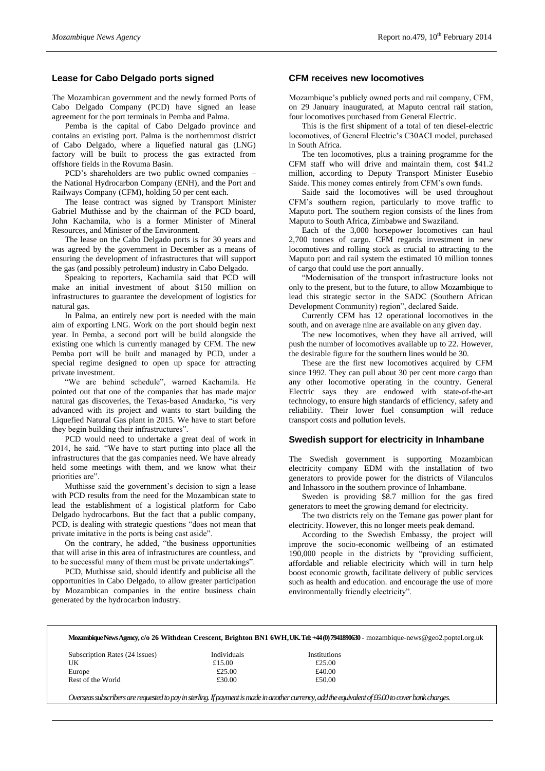## Lease for Cabo Delgado ports signed

The Mozambican government and the newly formed Ports of Cabo Delgado Company (PCD) have signed an lease agreement for the port terminals in Pemba and Palma.

Pemba is the capital of Cabo Delgado province and contains an existing port. Palma is the northernmost district of Cabo Delgado, where a liquefied natural gas (LNG) factory will be built to process the gas extracted from offshore fields in the Rovuma Basin.

PCD's shareholders are two public owned companies – the National Hydrocarbon Company (ENH), and the Port and Railways Company (CFM), holding 50 per cent each.

The lease contract was signed by Transport Minister Gabriel Muthisse and by the chairman of the PCD board, John Kachamila, who is a former Minister of Mineral Resources, and Minister of the Environment.

The lease on the Cabo Delgado ports is for 30 years and was agreed by the government in December as a means of ensuring the development of infrastructures that will support the gas (and possibly petroleum) industry in Cabo Delgado.

Speaking to reporters, Kachamila said that PCD will make an initial investment of about \$150 million on infrastructures to guarantee the development of logistics for natural gas.

In Palma, an entirely new port is needed with the main aim of exporting LNG. Work on the port should begin next year. In Pemba, a second port will be build alongside the existing one which is currently managed by CFM. The new Pemba port will be built and managed by PCD, under a special regime designed to open up space for attracting private investment.

"We are behind schedule", warned Kachamila. He pointed out that one of the companies that has made major natural gas discoveries, the Texas-based Anadarko, "is very advanced with its project and wants to start building the Liquefied Natural Gas plant in 2015. We have to start before they begin building their infrastructures".

PCD would need to undertake a great deal of work in 2014, he said. "We have to start putting into place all the infrastructures that the gas companies need. We have already held some meetings with them, and we know what their priorities are".

Muthisse said the government's decision to sign a lease with PCD results from the need for the Mozambican state to lead the establishment of a logistical platform for Cabo Delgado hydrocarbons. But the fact that a public company, PCD, is dealing with strategic questions "does not mean that private imitative in the ports is being cast aside".

On the contrary, he added, "the business opportunities that will arise in this area of infrastructures are countless, and to be successful many of them must be private undertakings".

PCD, Muthisse said, should identify and publicise all the opportunities in Cabo Delgado, to allow greater participation by Mozambican companies in the entire business chain generated by the hydrocarbon industry.

## CFM receives new locomotives

Mozambique's publicly owned ports and rail company, CFM, on 29 January inaugurated, at Maputo central rail station, four locomotives purchased from General Electric.

This is the first shipment of a total of ten diesel-electric locomotives, of General Electric's C30ACI model, purchased in South Africa.

The ten locomotives, plus a training programme for the CFM staff who will drive and maintain them, cost \$41.2 million, according to Deputy Transport Minister Eusebio Saide. This money comes entirely from CFM's own funds.

Saide said the locomotives will be used throughout CFM's southern region, particularly to move traffic to Maputo port. The southern region consists of the lines from Maputo to South Africa, Zimbabwe and Swaziland.

Each of the 3,000 horsepower locomotives can haul 2,700 tonnes of cargo. CFM regards investment in new locomotives and rolling stock as crucial to attracting to the Maputo port and rail system the estimated 10 million tonnes of cargo that could use the port annually.

"Modernisation of the transport infrastructure looks not only to the present, but to the future, to allow Mozambique to lead this strategic sector in the SADC (Southern African Development Community) region", declared Saide.

Currently CFM has 12 operational locomotives in the south, and on average nine are available on any given day.

The new locomotives, when they have all arrived, will push the number of locomotives available up to 22. However, the desirable figure for the southern lines would be 30.

These are the first new locomotives acquired by CFM since 1992. They can pull about 30 per cent more cargo than any other locomotive operating in the country. General Electric says they are endowed with state-of-the-art technology, to ensure high standards of efficiency, safety and reliability. Their lower fuel consumption will reduce transport costs and pollution levels.

## Swedish support for electricity in Inhambane

The Swedish government is supporting Mozambican electricity company EDM with the installation of two generators to provide power for the districts of Vilanculos and Inhassoro in the southern province of Inhambane.

Sweden is providing \$8.7 million for the gas fired generators to meet the growing demand for electricity.

The two districts rely on the Temane gas power plant for electricity. However, this no longer meets peak demand.

According to the Swedish Embassy, the project will improve the socio-economic wellbeing of an estimated 190,000 people in the districts by "providing sufficient, affordable and reliable electricity which will in turn help boost economic growth, facilitate delivery of public services such as health and education. and encourage the use of more environmentally friendly electricity".

---

**Mozambique News Agency, c/o 26 Withdean Crescent, Brighton BN1 6WH, UK. Tel: +44 (0) 7941890630** - mozambique-news@geo2.poptel.org.uk

| Subscription Rates (24 issues) | Individuals | Institutions |
|---|---|---|
| UK | £15.00 | £25.00 |
| Europe | £25.00 | £40.00 |
| Rest of the World | £30.00 | £50.00 |

*Overseas subscribers are requested to pay in sterling. If payment is made in another currency, add the equivalent of £6.00 to cover bank charges.*